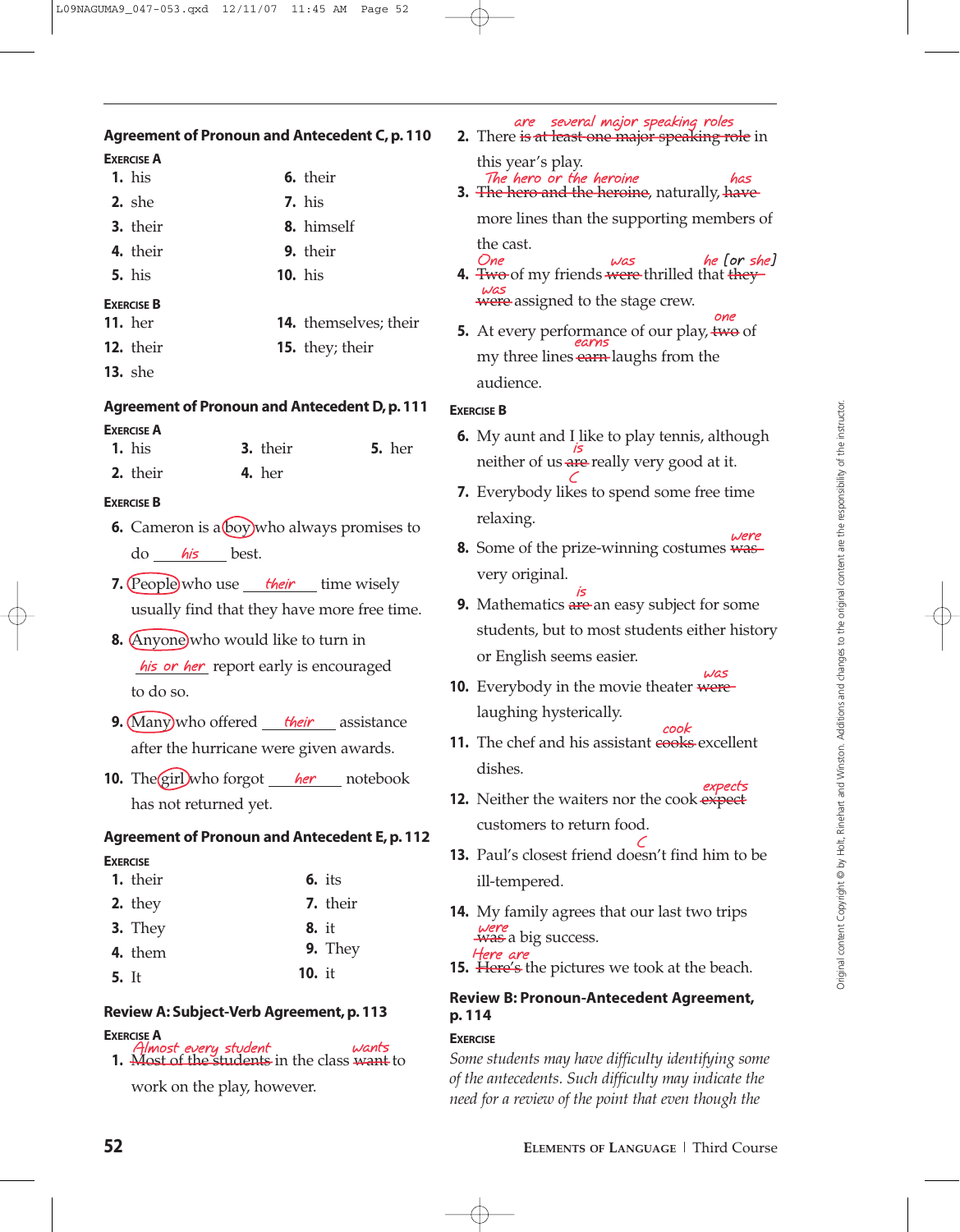## Agreement of Pronoun and Antecedent C, p. 110

**Exercise A**

1. his
2. she
3. their
4. their
5. his
6. their
7. his
8. himself
9. their
10. his

**Exercise B**

11. her
12. their
13. she
14. themselves; their
15. they; their

## Agreement of Pronoun and Antecedent D, p. 111

**Exercise A**

1. his
2. their
3. their
4. her
5. her

**Exercise B**

6. Cameron is a (boy) who always promises to do *his* best.
7. (People) who use *their* time wisely usually find that they have more free time.
8. (Anyone) who would like to turn in *his or her* report early is encouraged to do so.
9. (Many) who offered *their* assistance after the hurricane were given awards.
10. The (girl) who forgot *her* notebook has not returned yet.

## Agreement of Pronoun and Antecedent E, p. 112

**Exercise**

1. their
2. they
3. They
4. them
5. It
6. its
7. their
8. it
9. They
10. it

## Review A: Subject-Verb Agreement, p. 113

**Exercise A**

1. ~~Most of the students~~ *Almost every student* in the class ~~want~~ *wants* to work on the play, however.
2. There ~~is at least one major speaking role~~ *are several major speaking roles* in this year's play.
3. ~~The hero and the heroine~~ *The hero or the heroine*, naturally, ~~have~~ *has* more lines than the supporting members of the cast.
4. ~~Two~~ *One* of my friends ~~were~~ *was* thrilled that ~~they~~ *he [or she]* ~~were~~ *was* assigned to the stage crew.
5. At every performance of our play, ~~two~~ *one* of my three lines ~~earn~~ *earns* laughs from the audience.

**Exercise B**

6. My aunt and I like to play tennis, although neither of us ~~are~~ *is* really very good at it.
7. Everybody likes to spend some free time relaxing. *C*
8. Some of the prize-winning costumes ~~was~~ *were* very original.
9. Mathematics ~~are~~ *is* an easy subject for some students, but to most students either history or English seems easier.
10. Everybody in the movie theater ~~were~~ *was* laughing hysterically.
11. The chef and his assistant ~~cooks~~ *cook* excellent dishes.
12. Neither the waiters nor the cook ~~expect~~ *expects* customers to return food.
13. Paul's closest friend doesn't find him to be ill-tempered. *C*
14. My family agrees that our last two trips ~~was~~ *were* a big success.
15. ~~Here's~~ *Here are* the pictures we took at the beach.

## Review B: Pronoun-Antecedent Agreement, p. 114

**Exercise**

*Some students may have difficulty identifying some of the antecedents. Such difficulty may indicate the need for a review of the point that even though the*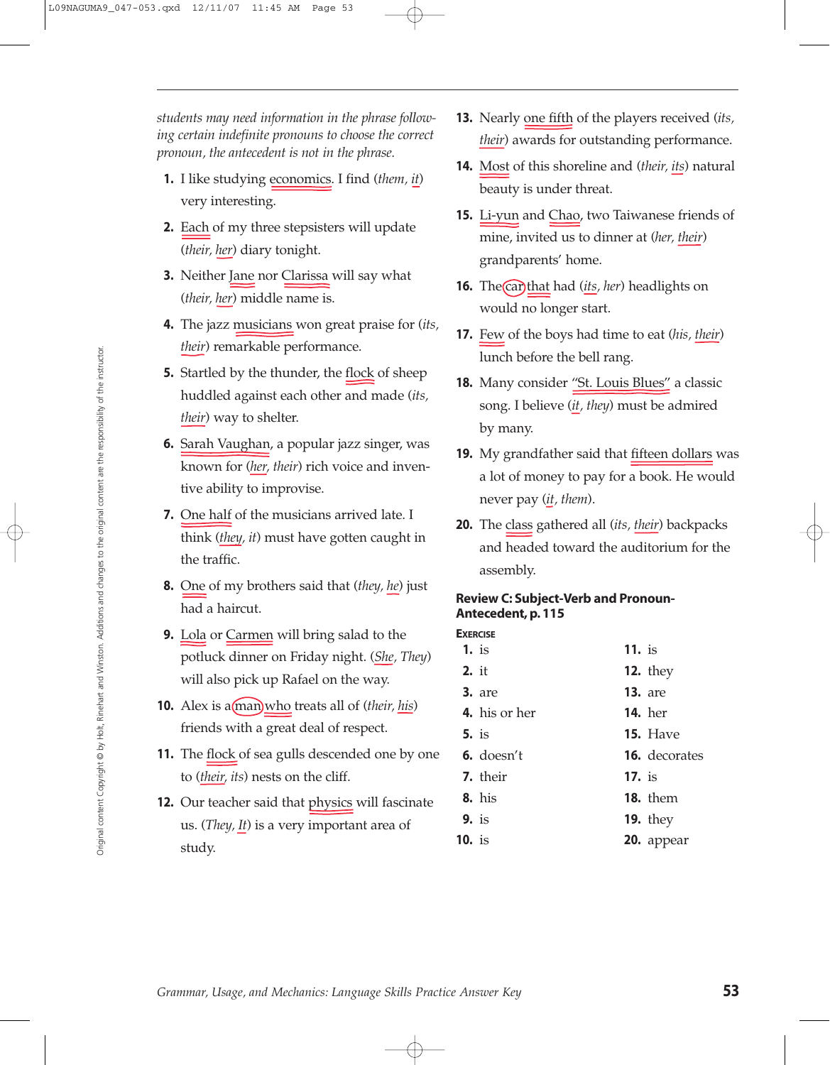*students may need information in the phrase following certain indefinite pronouns to choose the correct pronoun, the antecedent is not in the phrase.*

1. I like studying economics. I find (*them*, *it*) very interesting.
2. Each of my three stepsisters will update (*their*, *her*) diary tonight.
3. Neither Jane nor Clarissa will say what (*their*, *her*) middle name is.
4. The jazz musicians won great praise for (*its*, *their*) remarkable performance.
5. Startled by the thunder, the flock of sheep huddled against each other and made (*its*, *their*) way to shelter.
6. Sarah Vaughan, a popular jazz singer, was known for (*her*, *their*) rich voice and inventive ability to improvise.
7. One half of the musicians arrived late. I think (*they*, *it*) must have gotten caught in the traffic.
8. One of my brothers said that (*they*, *he*) just had a haircut.
9. Lola or Carmen will bring salad to the potluck dinner on Friday night. (*She*, *They*) will also pick up Rafael on the way.
10. Alex is a man who treats all of (*their*, *his*) friends with a great deal of respect.
11. The flock of sea gulls descended one by one to (*their*, *its*) nests on the cliff.
12. Our teacher said that physics will fascinate us. (*They*, *It*) is a very important area of study.
13. Nearly one fifth of the players received (*its*, *their*) awards for outstanding performance.
14. Most of this shoreline and (*their*, *its*) natural beauty is under threat.
15. Li-yun and Chao, two Taiwanese friends of mine, invited us to dinner at (*her*, *their*) grandparents' home.
16. The car that had (*its*, *her*) headlights on would no longer start.
17. Few of the boys had time to eat (*his*, *their*) lunch before the bell rang.
18. Many consider "St. Louis Blues" a classic song. I believe (*it*, *they*) must be admired by many.
19. My grandfather said that fifteen dollars was a lot of money to pay for a book. He would never pay (*it*, *them*).
20. The class gathered all (*its*, *their*) backpacks and headed toward the auditorium for the assembly.

**Review C: Subject-Verb and Pronoun-Antecedent, p. 115**

**EXERCISE**

1. is
2. it
3. are
4. his or her
5. is
6. doesn't
7. their
8. his
9. is
10. is
11. is
12. they
13. are
14. her
15. Have
16. decorates
17. is
18. them
19. they
20. appear